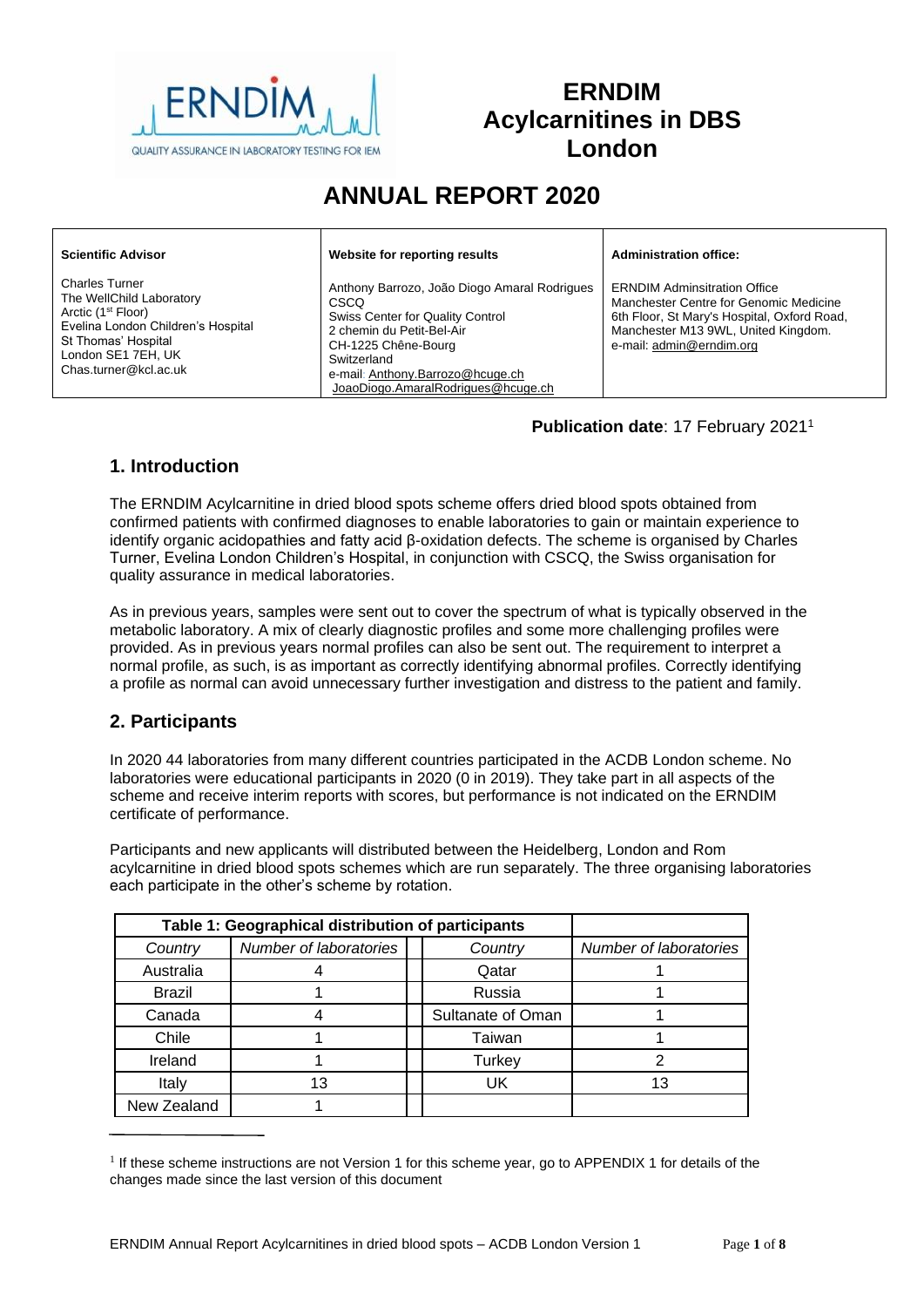# ERNDIM Acylcarnitines in DBS London

# ANNUAL REPORT 2020

| Scientific Advisor | Website for reporting results | Administration office: |
|---|---|---|
| Charles Turner<br>The WellChild Laboratory<br>Arctic (1st Floor)<br>Evelina London Children's Hospital<br>St Thomas' Hospital<br>London SE1 7EH, UK<br>Chas.turner@kcl.ac.uk | Anthony Barrozo, João Diogo Amaral Rodrigues<br>CSCQ<br>Swiss Center for Quality Control<br>2 chemin du Petit-Bel-Air<br>CH-1225 Chêne-Bourg<br>Switzerland<br>e-mail: Anthony.Barrozo@hcuge.ch<br>JoaoDiogo.AmaralRodrigues@hcuge.ch | ERNDIM Adminsitration Office<br>Manchester Centre for Genomic Medicine<br>6th Floor, St Mary's Hospital, Oxford Road,<br>Manchester M13 9WL, United Kingdom.<br>e-mail: admin@erndim.org |

**Publication date**: 17 February 2021[1]

## 1. Introduction

The ERNDIM Acylcarnitine in dried blood spots scheme offers dried blood spots obtained from confirmed patients with confirmed diagnoses to enable laboratories to gain or maintain experience to identify organic acidopathies and fatty acid β-oxidation defects. The scheme is organised by Charles Turner, Evelina London Children's Hospital, in conjunction with CSCQ, the Swiss organisation for quality assurance in medical laboratories.

As in previous years, samples were sent out to cover the spectrum of what is typically observed in the metabolic laboratory. A mix of clearly diagnostic profiles and some more challenging profiles were provided. As in previous years normal profiles can also be sent out. The requirement to interpret a normal profile, as such, is as important as correctly identifying abnormal profiles. Correctly identifying a profile as normal can avoid unnecessary further investigation and distress to the patient and family.

## 2. Participants

In 2020 44 laboratories from many different countries participated in the ACDB London scheme. No laboratories were educational participants in 2020 (0 in 2019). They take part in all aspects of the scheme and receive interim reports with scores, but performance is not indicated on the ERNDIM certificate of performance.

Participants and new applicants will distributed between the Heidelberg, London and Rom acylcarnitine in dried blood spots schemes which are run separately. The three organising laboratories each participate in the other's scheme by rotation.

| Table 1: Geographical distribution of participants | | | | |
|---|---|---|---|---|
| *Country* | *Number of laboratories* | | *Country* | *Number of laboratories* |
| Australia | 4 | | Qatar | 1 |
| Brazil | 1 | | Russia | 1 |
| Canada | 4 | | Sultanate of Oman | 1 |
| Chile | 1 | | Taiwan | 1 |
| Ireland | 1 | | Turkey | 2 |
| Italy | 13 | | UK | 13 |
| New Zealand | 1 | | | |

[1] If these scheme instructions are not Version 1 for this scheme year, go to APPENDIX 1 for details of the changes made since the last version of this document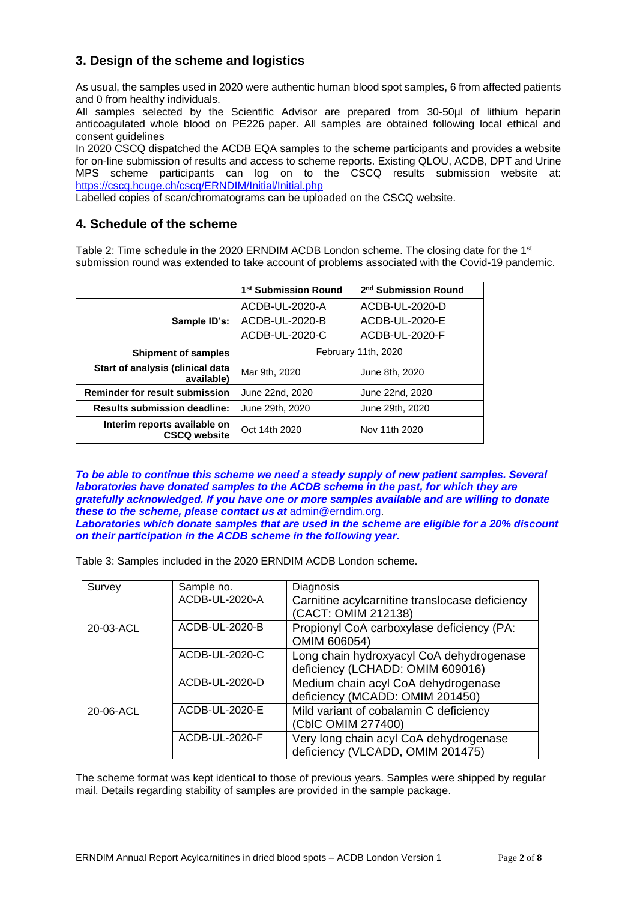## 3. Design of the scheme and logistics

As usual, the samples used in 2020 were authentic human blood spot samples, 6 from affected patients and 0 from healthy individuals.
All samples selected by the Scientific Advisor are prepared from 30-50µl of lithium heparin anticoagulated whole blood on PE226 paper. All samples are obtained following local ethical and consent guidelines
In 2020 CSCQ dispatched the ACDB EQA samples to the scheme participants and provides a website for on-line submission of results and access to scheme reports. Existing QLOU, ACDB, DPT and Urine MPS scheme participants can log on to the CSCQ results submission website at: https://cscq.hcuge.ch/cscq/ERNDIM/Initial/Initial.php
Labelled copies of scan/chromatograms can be uploaded on the CSCQ website.

## 4. Schedule of the scheme

Table 2: Time schedule in the 2020 ERNDIM ACDB London scheme. The closing date for the 1st submission round was extended to take account of problems associated with the Covid-19 pandemic.

| | 1st Submission Round | 2nd Submission Round |
|---|---|---|
| **Sample ID's:** | ACDB-UL-2020-A<br>ACDB-UL-2020-B<br>ACDB-UL-2020-C | ACDB-UL-2020-D<br>ACDB-UL-2020-E<br>ACDB-UL-2020-F |
| **Shipment of samples** | February 11th, 2020 | |
| **Start of analysis (clinical data available)** | Mar 9th, 2020 | June 8th, 2020 |
| **Reminder for result submission** | June 22nd, 2020 | June 22nd, 2020 |
| **Results submission deadline:** | June 29th, 2020 | June 29th, 2020 |
| **Interim reports available on CSCQ website** | Oct 14th 2020 | Nov 11th 2020 |

***To be able to continue this scheme we need a steady supply of new patient samples. Several laboratories have donated samples to the ACDB scheme in the past, for which they are gratefully acknowledged. If you have one or more samples available and are willing to donate these to the scheme, please contact us at*** admin@erndim.org.
***Laboratories which donate samples that are used in the scheme are eligible for a 20% discount on their participation in the ACDB scheme in the following year.***

Table 3: Samples included in the 2020 ERNDIM ACDB London scheme.

| Survey | Sample no. | Diagnosis |
|---|---|---|
| 20-03-ACL | ACDB-UL-2020-A | Carnitine acylcarnitine translocase deficiency (CACT: OMIM 212138) |
| | ACDB-UL-2020-B | Propionyl CoA carboxylase deficiency (PA: OMIM 606054) |
| | ACDB-UL-2020-C | Long chain hydroxyacyl CoA dehydrogenase deficiency (LCHADD: OMIM 609016) |
| 20-06-ACL | ACDB-UL-2020-D | Medium chain acyl CoA dehydrogenase deficiency (MCADD: OMIM 201450) |
| | ACDB-UL-2020-E | Mild variant of cobalamin C deficiency (CblC OMIM 277400) |
| | ACDB-UL-2020-F | Very long chain acyl CoA dehydrogenase deficiency (VLCADD, OMIM 201475) |

The scheme format was kept identical to those of previous years. Samples were shipped by regular mail. Details regarding stability of samples are provided in the sample package.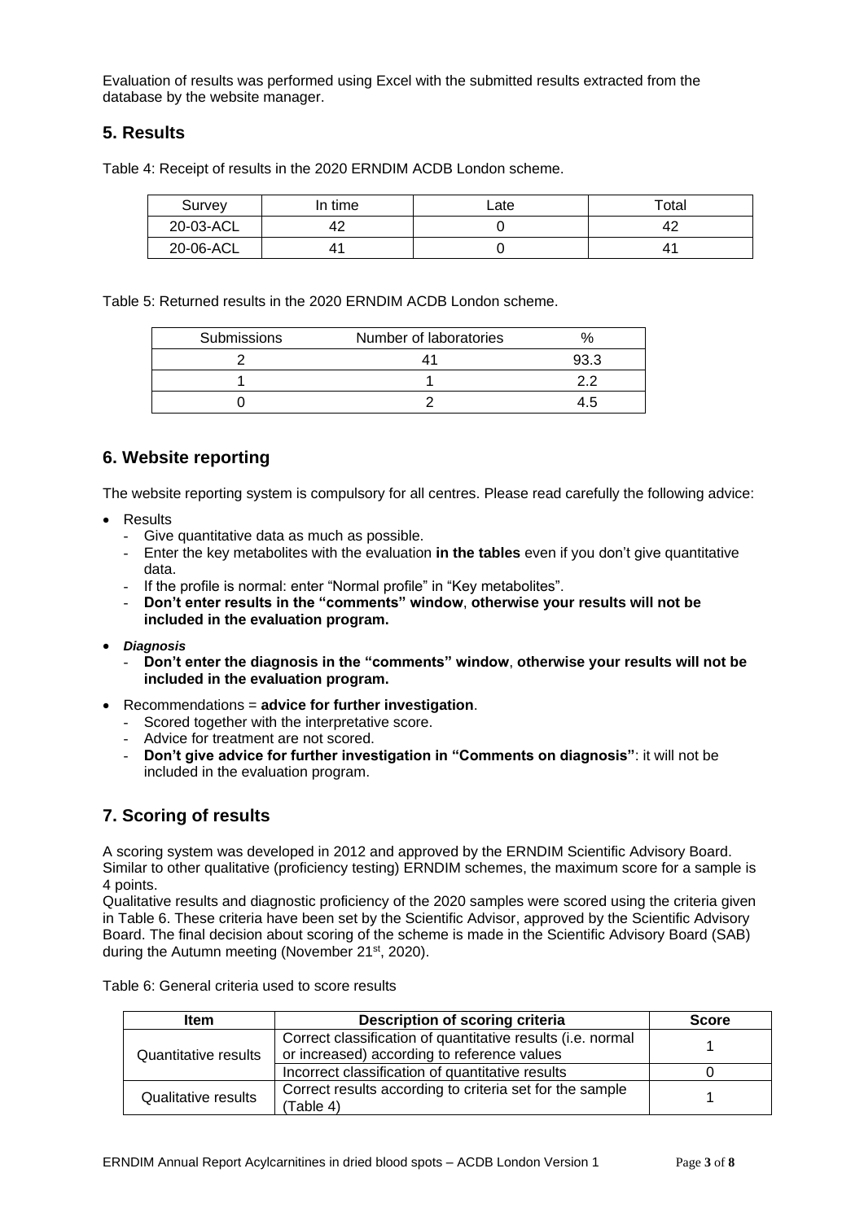Evaluation of results was performed using Excel with the submitted results extracted from the database by the website manager.

## 5. Results

Table 4: Receipt of results in the 2020 ERNDIM ACDB London scheme.

| Survey | In time | Late | Total |
|---|---|---|---|
| 20-03-ACL | 42 | 0 | 42 |
| 20-06-ACL | 41 | 0 | 41 |

Table 5: Returned results in the 2020 ERNDIM ACDB London scheme.

| Submissions | Number of laboratories | % |
|---|---|---|
| 2 | 41 | 93.3 |
| 1 | 1 | 2.2 |
| 0 | 2 | 4.5 |

## 6. Website reporting

The website reporting system is compulsory for all centres. Please read carefully the following advice:

- Results
  - Give quantitative data as much as possible.
  - Enter the key metabolites with the evaluation **in the tables** even if you don't give quantitative data.
  - If the profile is normal: enter "Normal profile" in "Key metabolites".
  - **Don't enter results in the "comments" window**, **otherwise your results will not be included in the evaluation program.**
- ***Diagnosis***
  - **Don't enter the diagnosis in the "comments" window**, **otherwise your results will not be included in the evaluation program.**
- Recommendations = **advice for further investigation**.
  - Scored together with the interpretative score.
  - Advice for treatment are not scored.
  - **Don't give advice for further investigation in "Comments on diagnosis"**: it will not be included in the evaluation program.

## 7. Scoring of results

A scoring system was developed in 2012 and approved by the ERNDIM Scientific Advisory Board. Similar to other qualitative (proficiency testing) ERNDIM schemes, the maximum score for a sample is 4 points.

Qualitative results and diagnostic proficiency of the 2020 samples were scored using the criteria given in Table 6. These criteria have been set by the Scientific Advisor, approved by the Scientific Advisory Board. The final decision about scoring of the scheme is made in the Scientific Advisory Board (SAB) during the Autumn meeting (November 21st, 2020).

Table 6: General criteria used to score results

| Item | Description of scoring criteria | Score |
|---|---|---|
| Quantitative results | Correct classification of quantitative results (i.e. normal or increased) according to reference values | 1 |
| | Incorrect classification of quantitative results | 0 |
| Qualitative results | Correct results according to criteria set for the sample (Table 4) | 1 |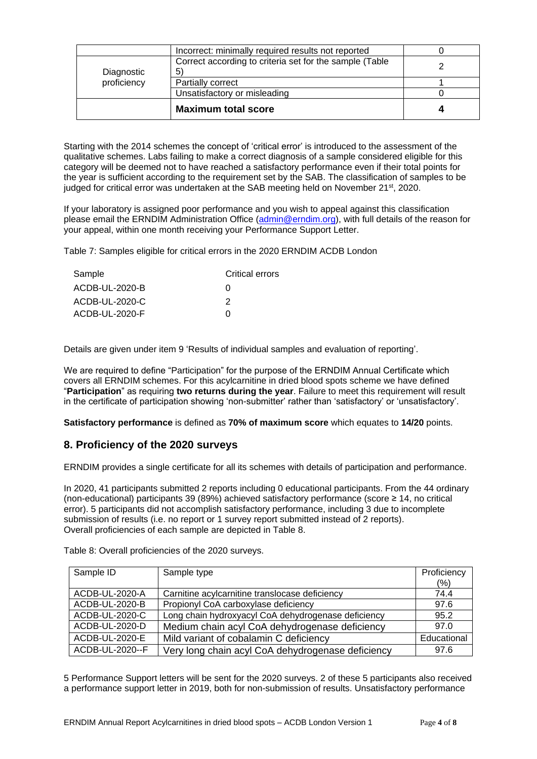| | | |
|---|---|---|
| | Incorrect: minimally required results not reported | 0 |
| Diagnostic proficiency | Correct according to criteria set for the sample (Table 5) | 2 |
| | Partially correct | 1 |
| | Unsatisfactory or misleading | 0 |
| | **Maximum total score** | **4** |

Starting with the 2014 schemes the concept of 'critical error' is introduced to the assessment of the qualitative schemes. Labs failing to make a correct diagnosis of a sample considered eligible for this category will be deemed not to have reached a satisfactory performance even if their total points for the year is sufficient according to the requirement set by the SAB. The classification of samples to be judged for critical error was undertaken at the SAB meeting held on November 21st, 2020.

If your laboratory is assigned poor performance and you wish to appeal against this classification please email the ERNDIM Administration Office (admin@erndim.org), with full details of the reason for your appeal, within one month receiving your Performance Support Letter.

Table 7: Samples eligible for critical errors in the 2020 ERNDIM ACDB London

| Sample | Critical errors |
|---|---|
| ACDB-UL-2020-B | 0 |
| ACDB-UL-2020-C | 2 |
| ACDB-UL-2020-F | 0 |

Details are given under item 9 'Results of individual samples and evaluation of reporting'.

We are required to define "Participation" for the purpose of the ERNDIM Annual Certificate which covers all ERNDIM schemes. For this acylcarnitine in dried blood spots scheme we have defined "**Participation**" as requiring **two returns during the year**. Failure to meet this requirement will result in the certificate of participation showing 'non-submitter' rather than 'satisfactory' or 'unsatisfactory'.

**Satisfactory performance** is defined as **70% of maximum score** which equates to **14/20** points.

## 8. Proficiency of the 2020 surveys

ERNDIM provides a single certificate for all its schemes with details of participation and performance.

In 2020, 41 participants submitted 2 reports including 0 educational participants. From the 44 ordinary (non-educational) participants 39 (89%) achieved satisfactory performance (score ≥ 14, no critical error). 5 participants did not accomplish satisfactory performance, including 3 due to incomplete submission of results (i.e. no report or 1 survey report submitted instead of 2 reports).
Overall proficiencies of each sample are depicted in Table 8.

Table 8: Overall proficiencies of the 2020 surveys.

| Sample ID | Sample type | Proficiency (%) |
|---|---|---|
| ACDB-UL-2020-A | Carnitine acylcarnitine translocase deficiency | 74.4 |
| ACDB-UL-2020-B | Propionyl CoA carboxylase deficiency | 97.6 |
| ACDB-UL-2020-C | Long chain hydroxyacyl CoA dehydrogenase deficiency | 95.2 |
| ACDB-UL-2020-D | Medium chain acyl CoA dehydrogenase deficiency | 97.0 |
| ACDB-UL-2020-E | Mild variant of cobalamin C deficiency | Educational |
| ACDB-UL-2020--F | Very long chain acyl CoA dehydrogenase deficiency | 97.6 |

5 Performance Support letters will be sent for the 2020 surveys. 2 of these 5 participants also received a performance support letter in 2019, both for non-submission of results. Unsatisfactory performance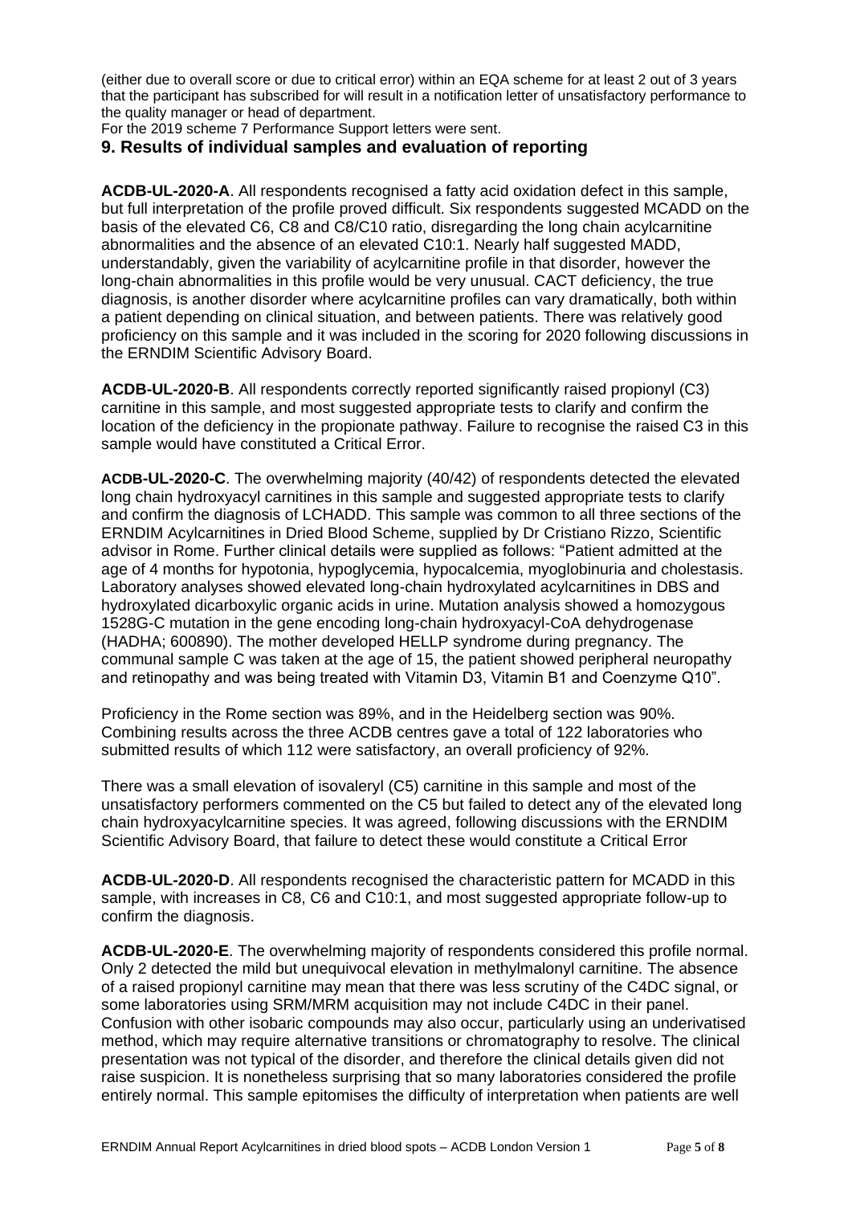(either due to overall score or due to critical error) within an EQA scheme for at least 2 out of 3 years that the participant has subscribed for will result in a notification letter of unsatisfactory performance to the quality manager or head of department.

For the 2019 scheme 7 Performance Support letters were sent.

## 9. Results of individual samples and evaluation of reporting

**ACDB-UL-2020-A**. All respondents recognised a fatty acid oxidation defect in this sample, but full interpretation of the profile proved difficult. Six respondents suggested MCADD on the basis of the elevated C6, C8 and C8/C10 ratio, disregarding the long chain acylcarnitine abnormalities and the absence of an elevated C10:1. Nearly half suggested MADD, understandably, given the variability of acylcarnitine profile in that disorder, however the long-chain abnormalities in this profile would be very unusual. CACT deficiency, the true diagnosis, is another disorder where acylcarnitine profiles can vary dramatically, both within a patient depending on clinical situation, and between patients. There was relatively good proficiency on this sample and it was included in the scoring for 2020 following discussions in the ERNDIM Scientific Advisory Board.

**ACDB-UL-2020-B**. All respondents correctly reported significantly raised propionyl (C3) carnitine in this sample, and most suggested appropriate tests to clarify and confirm the location of the deficiency in the propionate pathway. Failure to recognise the raised C3 in this sample would have constituted a Critical Error.

**ACDB-UL-2020-C**. The overwhelming majority (40/42) of respondents detected the elevated long chain hydroxyacyl carnitines in this sample and suggested appropriate tests to clarify and confirm the diagnosis of LCHADD. This sample was common to all three sections of the ERNDIM Acylcarnitines in Dried Blood Scheme, supplied by Dr Cristiano Rizzo, Scientific advisor in Rome. Further clinical details were supplied as follows: "Patient admitted at the age of 4 months for hypotonia, hypoglycemia, hypocalcemia, myoglobinuria and cholestasis. Laboratory analyses showed elevated long-chain hydroxylated acylcarnitines in DBS and hydroxylated dicarboxylic organic acids in urine. Mutation analysis showed a homozygous 1528G-C mutation in the gene encoding long-chain hydroxyacyl-CoA dehydrogenase (HADHA; 600890). The mother developed HELLP syndrome during pregnancy. The communal sample C was taken at the age of 15, the patient showed peripheral neuropathy and retinopathy and was being treated with Vitamin D3, Vitamin B1 and Coenzyme Q10".

Proficiency in the Rome section was 89%, and in the Heidelberg section was 90%. Combining results across the three ACDB centres gave a total of 122 laboratories who submitted results of which 112 were satisfactory, an overall proficiency of 92%.

There was a small elevation of isovaleryl (C5) carnitine in this sample and most of the unsatisfactory performers commented on the C5 but failed to detect any of the elevated long chain hydroxyacylcarnitine species. It was agreed, following discussions with the ERNDIM Scientific Advisory Board, that failure to detect these would constitute a Critical Error

**ACDB-UL-2020-D**. All respondents recognised the characteristic pattern for MCADD in this sample, with increases in C8, C6 and C10:1, and most suggested appropriate follow-up to confirm the diagnosis.

**ACDB-UL-2020-E**. The overwhelming majority of respondents considered this profile normal. Only 2 detected the mild but unequivocal elevation in methylmalonyl carnitine. The absence of a raised propionyl carnitine may mean that there was less scrutiny of the C4DC signal, or some laboratories using SRM/MRM acquisition may not include C4DC in their panel. Confusion with other isobaric compounds may also occur, particularly using an underivatised method, which may require alternative transitions or chromatography to resolve. The clinical presentation was not typical of the disorder, and therefore the clinical details given did not raise suspicion. It is nonetheless surprising that so many laboratories considered the profile entirely normal. This sample epitomises the difficulty of interpretation when patients are well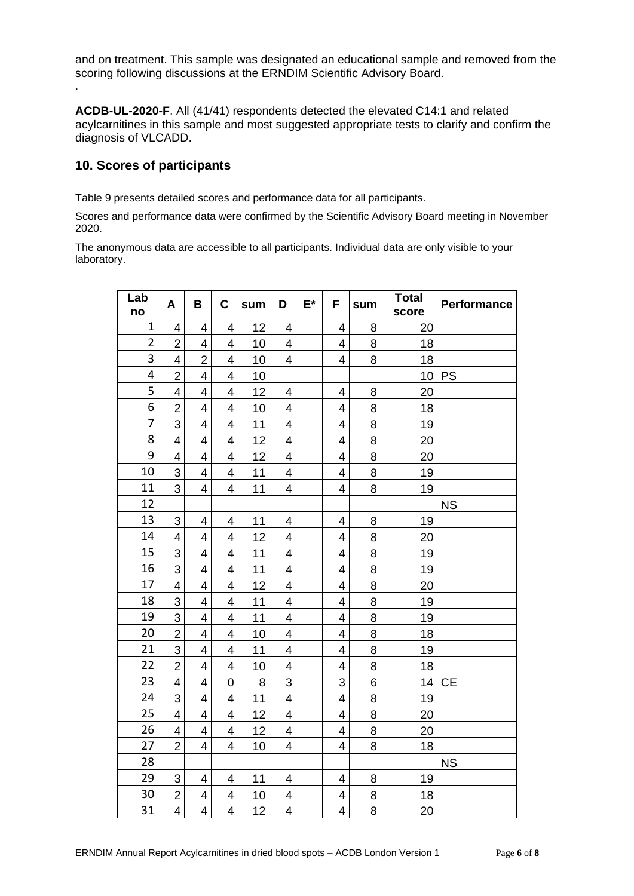and on treatment. This sample was designated an educational sample and removed from the scoring following discussions at the ERNDIM Scientific Advisory Board.

.

**ACDB-UL-2020-F**. All (41/41) respondents detected the elevated C14:1 and related acylcarnitines in this sample and most suggested appropriate tests to clarify and confirm the diagnosis of VLCADD.

## 10. Scores of participants

Table 9 presents detailed scores and performance data for all participants.

Scores and performance data were confirmed by the Scientific Advisory Board meeting in November 2020.

The anonymous data are accessible to all participants. Individual data are only visible to your laboratory.

| Lab no | A | B | C | sum | D | E* | F | sum | Total score | Performance |
|---|---|---|---|---|---|---|---|---|---|---|
| 1 | 4 | 4 | 4 | 12 | 4 | | 4 | 8 | 20 | |
| 2 | 2 | 4 | 4 | 10 | 4 | | 4 | 8 | 18 | |
| 3 | 4 | 2 | 4 | 10 | 4 | | 4 | 8 | 18 | |
| 4 | 2 | 4 | 4 | 10 | | | | | 10 | PS |
| 5 | 4 | 4 | 4 | 12 | 4 | | 4 | 8 | 20 | |
| 6 | 2 | 4 | 4 | 10 | 4 | | 4 | 8 | 18 | |
| 7 | 3 | 4 | 4 | 11 | 4 | | 4 | 8 | 19 | |
| 8 | 4 | 4 | 4 | 12 | 4 | | 4 | 8 | 20 | |
| 9 | 4 | 4 | 4 | 12 | 4 | | 4 | 8 | 20 | |
| 10 | 3 | 4 | 4 | 11 | 4 | | 4 | 8 | 19 | |
| 11 | 3 | 4 | 4 | 11 | 4 | | 4 | 8 | 19 | |
| 12 | | | | | | | | | | NS |
| 13 | 3 | 4 | 4 | 11 | 4 | | 4 | 8 | 19 | |
| 14 | 4 | 4 | 4 | 12 | 4 | | 4 | 8 | 20 | |
| 15 | 3 | 4 | 4 | 11 | 4 | | 4 | 8 | 19 | |
| 16 | 3 | 4 | 4 | 11 | 4 | | 4 | 8 | 19 | |
| 17 | 4 | 4 | 4 | 12 | 4 | | 4 | 8 | 20 | |
| 18 | 3 | 4 | 4 | 11 | 4 | | 4 | 8 | 19 | |
| 19 | 3 | 4 | 4 | 11 | 4 | | 4 | 8 | 19 | |
| 20 | 2 | 4 | 4 | 10 | 4 | | 4 | 8 | 18 | |
| 21 | 3 | 4 | 4 | 11 | 4 | | 4 | 8 | 19 | |
| 22 | 2 | 4 | 4 | 10 | 4 | | 4 | 8 | 18 | |
| 23 | 4 | 4 | 0 | 8 | 3 | | 3 | 6 | 14 | CE |
| 24 | 3 | 4 | 4 | 11 | 4 | | 4 | 8 | 19 | |
| 25 | 4 | 4 | 4 | 12 | 4 | | 4 | 8 | 20 | |
| 26 | 4 | 4 | 4 | 12 | 4 | | 4 | 8 | 20 | |
| 27 | 2 | 4 | 4 | 10 | 4 | | 4 | 8 | 18 | |
| 28 | | | | | | | | | | NS |
| 29 | 3 | 4 | 4 | 11 | 4 | | 4 | 8 | 19 | |
| 30 | 2 | 4 | 4 | 10 | 4 | | 4 | 8 | 18 | |
| 31 | 4 | 4 | 4 | 12 | 4 | | 4 | 8 | 20 | |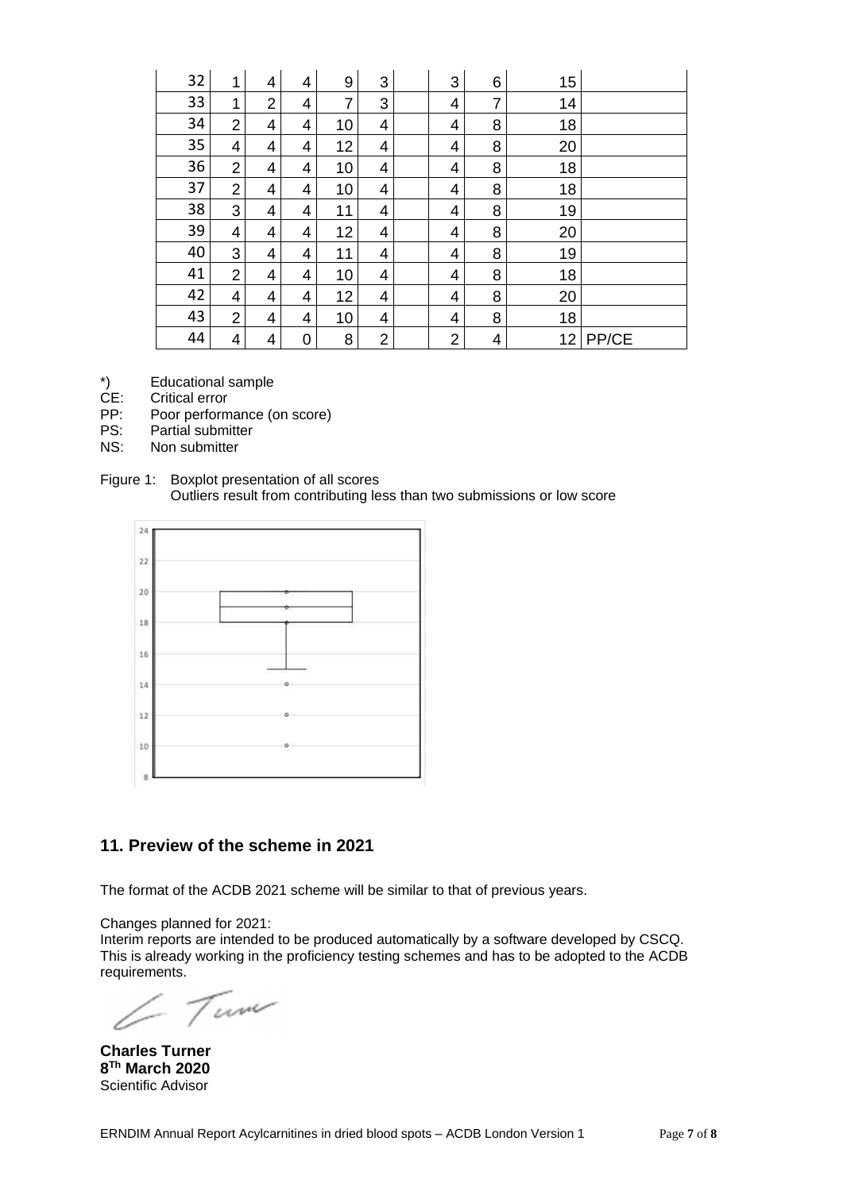| 32 | 1 | 4 | 4 | 9 | 3 | | 3 | 6 | 15 | |
|---|---|---|---|---|---|---|---|---|---|---|
| 33 | 1 | 2 | 4 | 7 | 3 | | 4 | 7 | 14 | |
| 34 | 2 | 4 | 4 | 10 | 4 | | 4 | 8 | 18 | |
| 35 | 4 | 4 | 4 | 12 | 4 | | 4 | 8 | 20 | |
| 36 | 2 | 4 | 4 | 10 | 4 | | 4 | 8 | 18 | |
| 37 | 2 | 4 | 4 | 10 | 4 | | 4 | 8 | 18 | |
| 38 | 3 | 4 | 4 | 11 | 4 | | 4 | 8 | 19 | |
| 39 | 4 | 4 | 4 | 12 | 4 | | 4 | 8 | 20 | |
| 40 | 3 | 4 | 4 | 11 | 4 | | 4 | 8 | 19 | |
| 41 | 2 | 4 | 4 | 10 | 4 | | 4 | 8 | 18 | |
| 42 | 4 | 4 | 4 | 12 | 4 | | 4 | 8 | 20 | |
| 43 | 2 | 4 | 4 | 10 | 4 | | 4 | 8 | 18 | |
| 44 | 4 | 4 | 0 | 8 | 2 | | 2 | 4 | 12 | PP/CE |

*) Educational sample
CE: Critical error
PP: Poor performance (on score)
PS: Partial submitter
NS: Non submitter

Figure 1: Boxplot presentation of all scores
Outliers result from contributing less than two submissions or low score

## 11. Preview of the scheme in 2021

The format of the ACDB 2021 scheme will be similar to that of previous years.

Changes planned for 2021:
Interim reports are intended to be produced automatically by a software developed by CSCQ. This is already working in the proficiency testing schemes and has to be adopted to the ACDB requirements.

**Charles Turner**
**8Th March 2020**
Scientific Advisor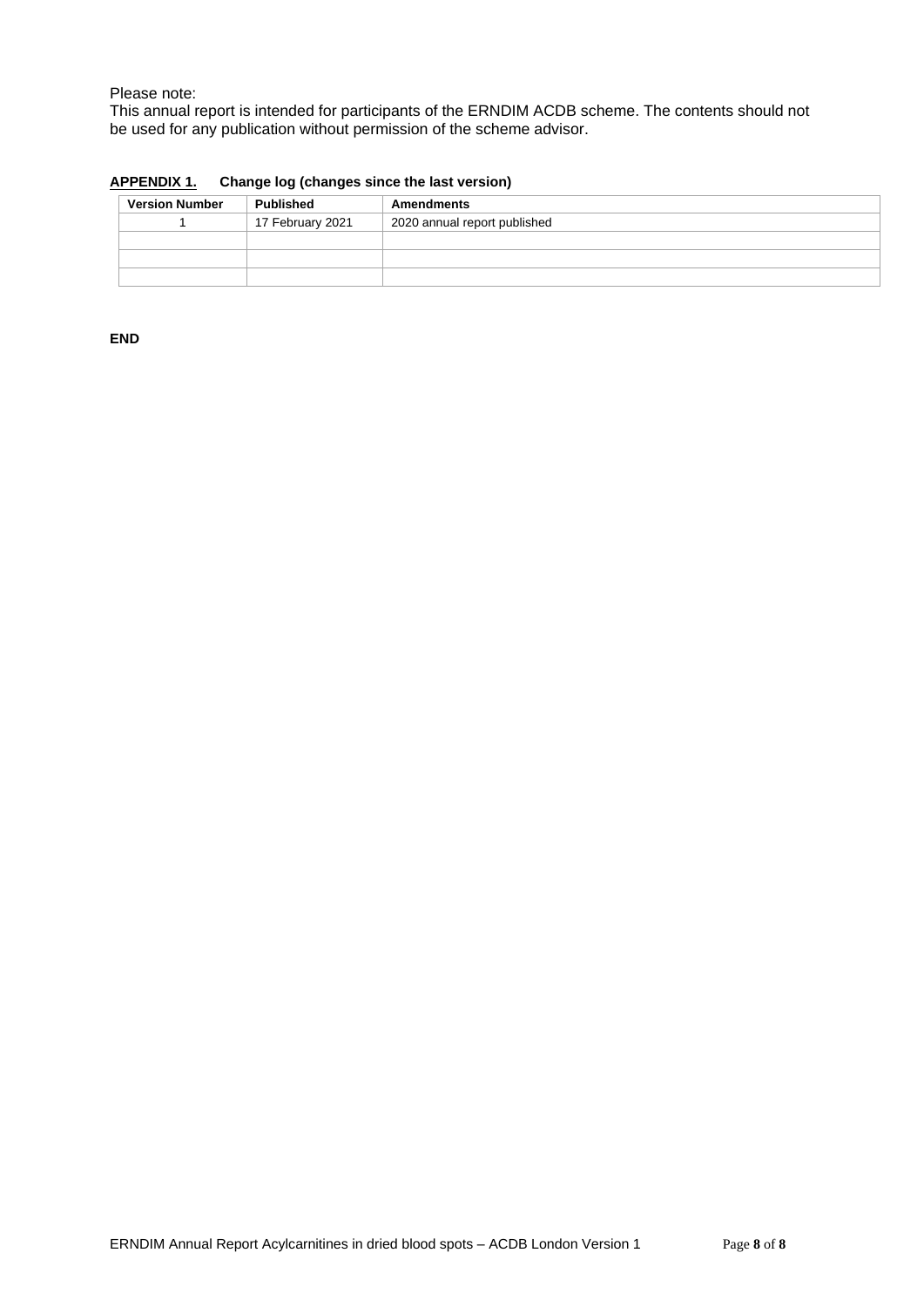Please note:
This annual report is intended for participants of the ERNDIM ACDB scheme. The contents should not be used for any publication without permission of the scheme advisor.

**APPENDIX 1. Change log (changes since the last version)**

| Version Number | Published | Amendments |
|---|---|---|
| 1 | 17 February 2021 | 2020 annual report published |
| | | |
| | | |
| | | |

**END**